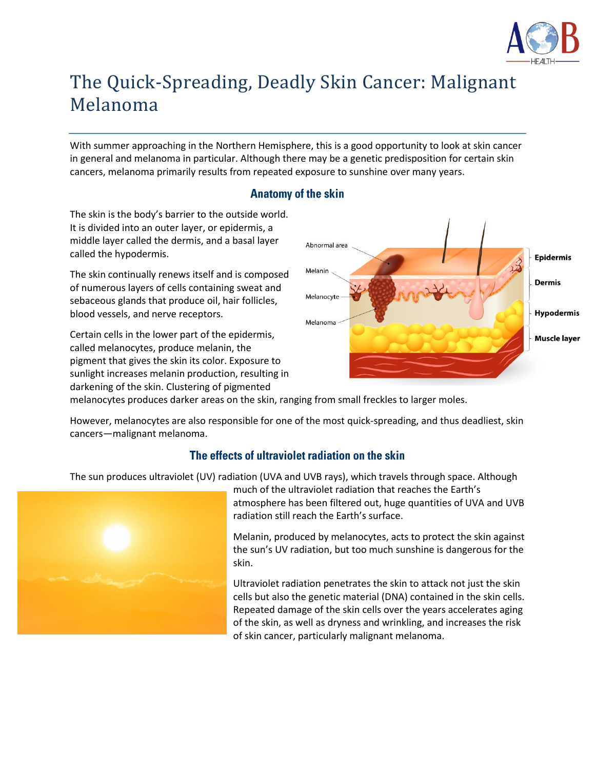# The Quick-Spreading, Deadly Skin Cancer: Malignant Melanoma

With summer approaching in the Northern Hemisphere, this is a good opportunity to look at skin cancer in general and melanoma in particular. Although there may be a genetic predisposition for certain skin cancers, melanoma primarily results from repeated exposure to sunshine over many years.

## Anatomy of the skin

The skin is the body's barrier to the outside world. It is divided into an outer layer, or epidermis, a middle layer called the dermis, and a basal layer called the hypodermis.

The skin continually renews itself and is composed of numerous layers of cells containing sweat and sebaceous glands that produce oil, hair follicles, blood vessels, and nerve receptors.

Certain cells in the lower part of the epidermis, called melanocytes, produce melanin, the pigment that gives the skin its color. Exposure to sunlight increases melanin production, resulting in darkening of the skin. Clustering of pigmented melanocytes produces darker areas on the skin, ranging from small freckles to larger moles.

However, melanocytes are also responsible for one of the most quick-spreading, and thus deadliest, skin cancers—malignant melanoma.

## The effects of ultraviolet radiation on the skin

The sun produces ultraviolet (UV) radiation (UVA and UVB rays), which travels through space. Although much of the ultraviolet radiation that reaches the Earth's atmosphere has been filtered out, huge quantities of UVA and UVB radiation still reach the Earth's surface.

Melanin, produced by melanocytes, acts to protect the skin against the sun's UV radiation, but too much sunshine is dangerous for the skin.

Ultraviolet radiation penetrates the skin to attack not just the skin cells but also the genetic material (DNA) contained in the skin cells. Repeated damage of the skin cells over the years accelerates aging of the skin, as well as dryness and wrinkling, and increases the risk of skin cancer, particularly malignant melanoma.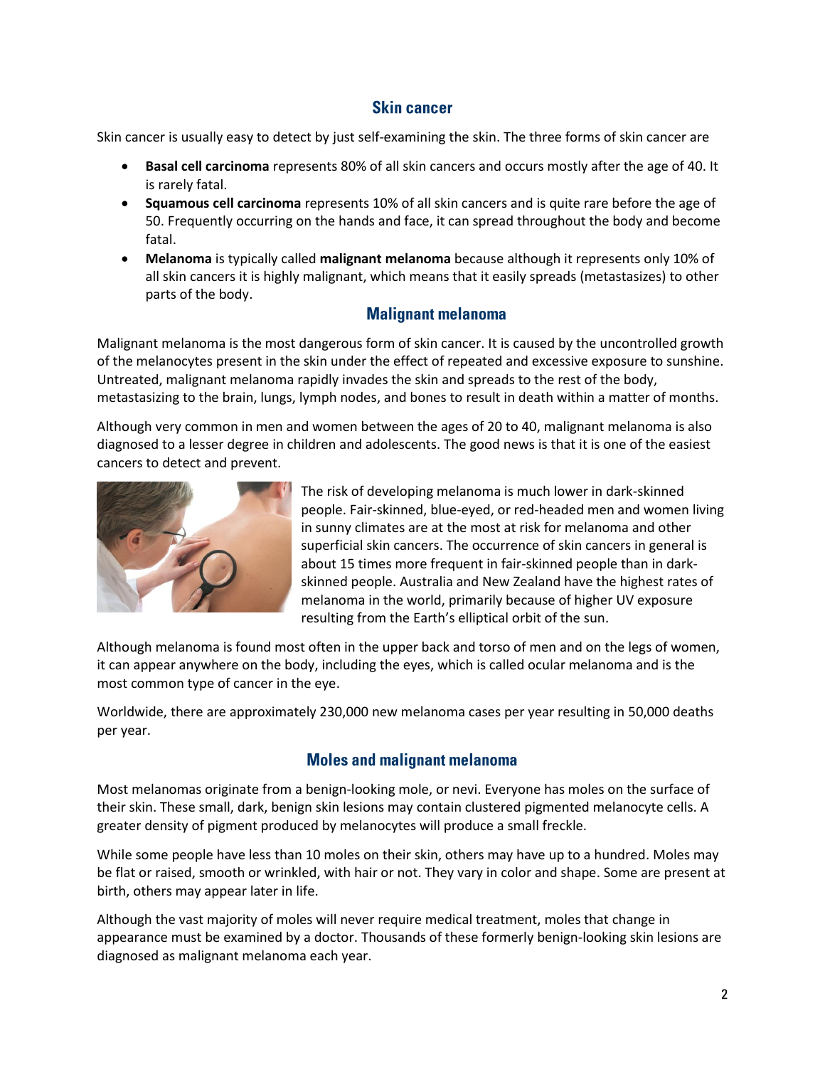## Skin cancer

Skin cancer is usually easy to detect by just self-examining the skin. The three forms of skin cancer are

- **Basal cell carcinoma** represents 80% of all skin cancers and occurs mostly after the age of 40. It is rarely fatal.
- **Squamous cell carcinoma** represents 10% of all skin cancers and is quite rare before the age of 50. Frequently occurring on the hands and face, it can spread throughout the body and become fatal.
- **Melanoma** is typically called **malignant melanoma** because although it represents only 10% of all skin cancers it is highly malignant, which means that it easily spreads (metastasizes) to other parts of the body.

## Malignant melanoma

Malignant melanoma is the most dangerous form of skin cancer. It is caused by the uncontrolled growth of the melanocytes present in the skin under the effect of repeated and excessive exposure to sunshine. Untreated, malignant melanoma rapidly invades the skin and spreads to the rest of the body, metastasizing to the brain, lungs, lymph nodes, and bones to result in death within a matter of months.

Although very common in men and women between the ages of 20 to 40, malignant melanoma is also diagnosed to a lesser degree in children and adolescents. The good news is that it is one of the easiest cancers to detect and prevent.

The risk of developing melanoma is much lower in dark-skinned people. Fair-skinned, blue-eyed, or red-headed men and women living in sunny climates are at the most at risk for melanoma and other superficial skin cancers. The occurrence of skin cancers in general is about 15 times more frequent in fair-skinned people than in dark-skinned people. Australia and New Zealand have the highest rates of melanoma in the world, primarily because of higher UV exposure resulting from the Earth's elliptical orbit of the sun.

Although melanoma is found most often in the upper back and torso of men and on the legs of women, it can appear anywhere on the body, including the eyes, which is called ocular melanoma and is the most common type of cancer in the eye.

Worldwide, there are approximately 230,000 new melanoma cases per year resulting in 50,000 deaths per year.

## Moles and malignant melanoma

Most melanomas originate from a benign-looking mole, or nevi. Everyone has moles on the surface of their skin. These small, dark, benign skin lesions may contain clustered pigmented melanocyte cells. A greater density of pigment produced by melanocytes will produce a small freckle.

While some people have less than 10 moles on their skin, others may have up to a hundred. Moles may be flat or raised, smooth or wrinkled, with hair or not. They vary in color and shape. Some are present at birth, others may appear later in life.

Although the vast majority of moles will never require medical treatment, moles that change in appearance must be examined by a doctor. Thousands of these formerly benign-looking skin lesions are diagnosed as malignant melanoma each year.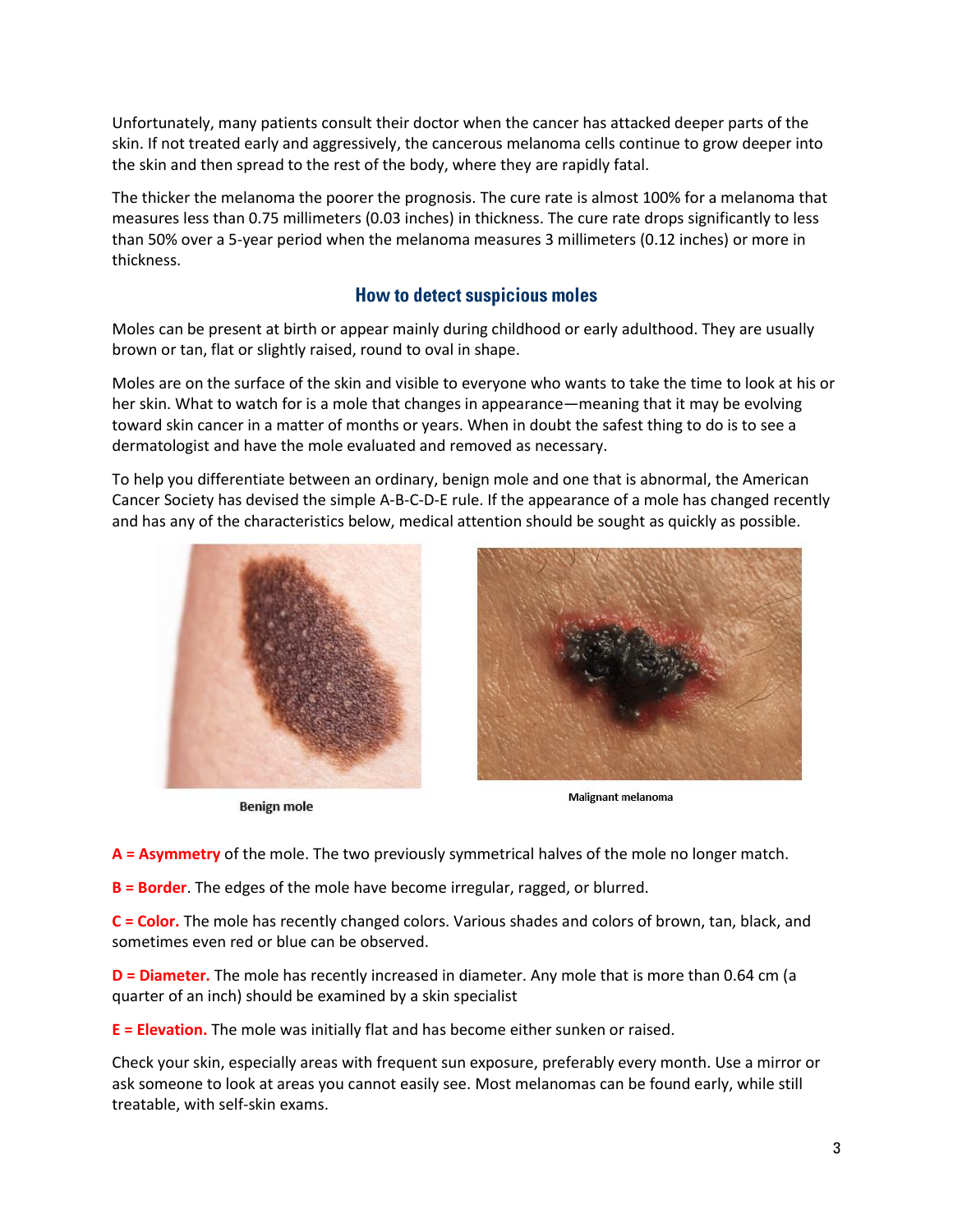Unfortunately, many patients consult their doctor when the cancer has attacked deeper parts of the skin. If not treated early and aggressively, the cancerous melanoma cells continue to grow deeper into the skin and then spread to the rest of the body, where they are rapidly fatal.

The thicker the melanoma the poorer the prognosis. The cure rate is almost 100% for a melanoma that measures less than 0.75 millimeters (0.03 inches) in thickness. The cure rate drops significantly to less than 50% over a 5-year period when the melanoma measures 3 millimeters (0.12 inches) or more in thickness.

## How to detect suspicious moles

Moles can be present at birth or appear mainly during childhood or early adulthood. They are usually brown or tan, flat or slightly raised, round to oval in shape.

Moles are on the surface of the skin and visible to everyone who wants to take the time to look at his or her skin. What to watch for is a mole that changes in appearance—meaning that it may be evolving toward skin cancer in a matter of months or years. When in doubt the safest thing to do is to see a dermatologist and have the mole evaluated and removed as necessary.

To help you differentiate between an ordinary, benign mole and one that is abnormal, the American Cancer Society has devised the simple A-B-C-D-E rule. If the appearance of a mole has changed recently and has any of the characteristics below, medical attention should be sought as quickly as possible.

Benign mole

Malignant melanoma

**A = Asymmetry** of the mole. The two previously symmetrical halves of the mole no longer match.

**B = Border**. The edges of the mole have become irregular, ragged, or blurred.

**C = Color.** The mole has recently changed colors. Various shades and colors of brown, tan, black, and sometimes even red or blue can be observed.

**D = Diameter.** The mole has recently increased in diameter. Any mole that is more than 0.64 cm (a quarter of an inch) should be examined by a skin specialist

**E = Elevation.** The mole was initially flat and has become either sunken or raised.

Check your skin, especially areas with frequent sun exposure, preferably every month. Use a mirror or ask someone to look at areas you cannot easily see. Most melanomas can be found early, while still treatable, with self-skin exams.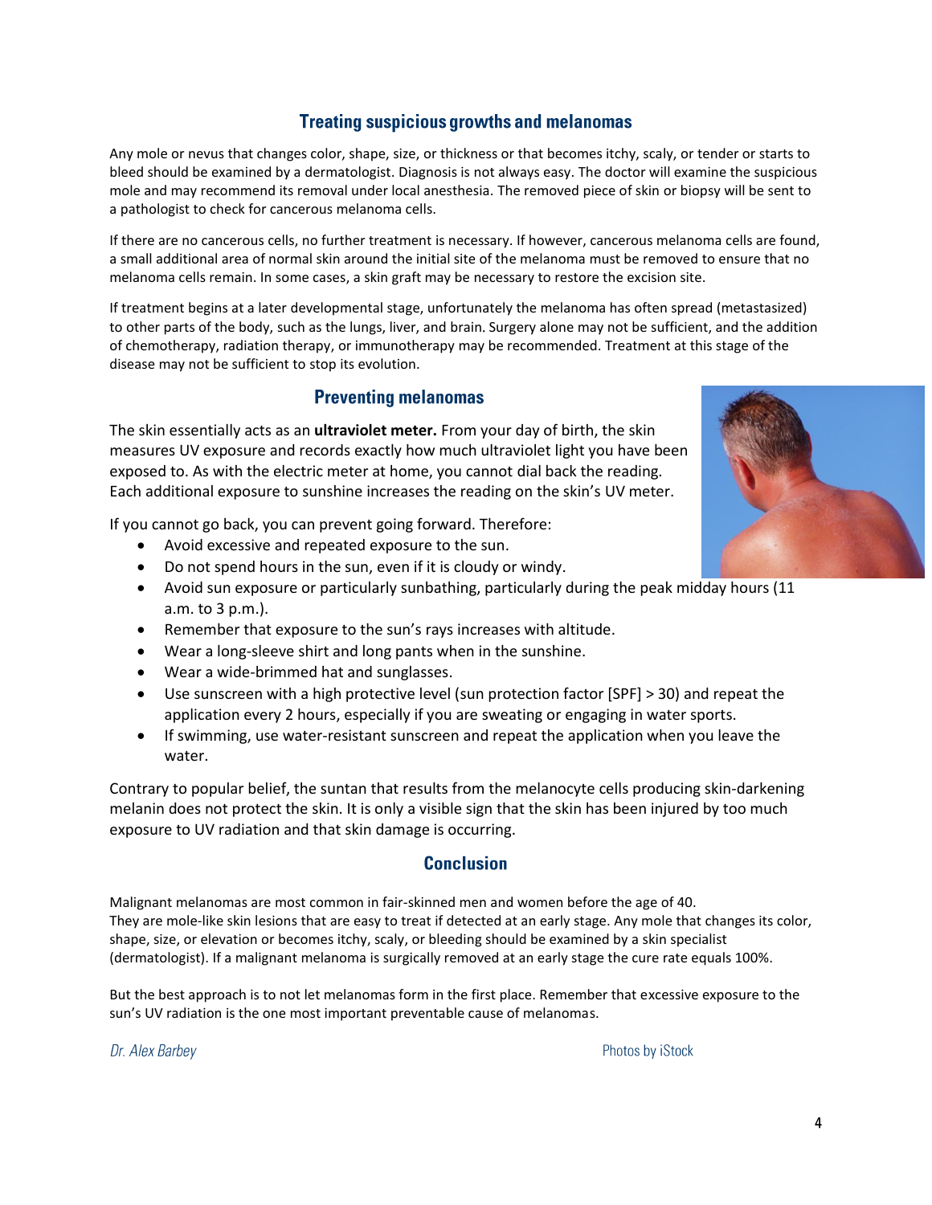## Treating suspicious growths and melanomas

Any mole or nevus that changes color, shape, size, or thickness or that becomes itchy, scaly, or tender or starts to bleed should be examined by a dermatologist. Diagnosis is not always easy. The doctor will examine the suspicious mole and may recommend its removal under local anesthesia. The removed piece of skin or biopsy will be sent to a pathologist to check for cancerous melanoma cells.

If there are no cancerous cells, no further treatment is necessary. If however, cancerous melanoma cells are found, a small additional area of normal skin around the initial site of the melanoma must be removed to ensure that no melanoma cells remain. In some cases, a skin graft may be necessary to restore the excision site.

If treatment begins at a later developmental stage, unfortunately the melanoma has often spread (metastasized) to other parts of the body, such as the lungs, liver, and brain. Surgery alone may not be sufficient, and the addition of chemotherapy, radiation therapy, or immunotherapy may be recommended. Treatment at this stage of the disease may not be sufficient to stop its evolution.

## Preventing melanomas

The skin essentially acts as an **ultraviolet meter.** From your day of birth, the skin measures UV exposure and records exactly how much ultraviolet light you have been exposed to. As with the electric meter at home, you cannot dial back the reading. Each additional exposure to sunshine increases the reading on the skin's UV meter.

If you cannot go back, you can prevent going forward. Therefore:

- Avoid excessive and repeated exposure to the sun.
- Do not spend hours in the sun, even if it is cloudy or windy.
- Avoid sun exposure or particularly sunbathing, particularly during the peak midday hours (11 a.m. to 3 p.m.).
- Remember that exposure to the sun's rays increases with altitude.
- Wear a long-sleeve shirt and long pants when in the sunshine.
- Wear a wide-brimmed hat and sunglasses.
- Use sunscreen with a high protective level (sun protection factor [SPF] > 30) and repeat the application every 2 hours, especially if you are sweating or engaging in water sports.
- If swimming, use water-resistant sunscreen and repeat the application when you leave the water.

Contrary to popular belief, the suntan that results from the melanocyte cells producing skin-darkening melanin does not protect the skin. It is only a visible sign that the skin has been injured by too much exposure to UV radiation and that skin damage is occurring.

## Conclusion

Malignant melanomas are most common in fair-skinned men and women before the age of 40. They are mole-like skin lesions that are easy to treat if detected at an early stage. Any mole that changes its color, shape, size, or elevation or becomes itchy, scaly, or bleeding should be examined by a skin specialist (dermatologist). If a malignant melanoma is surgically removed at an early stage the cure rate equals 100%.

But the best approach is to not let melanomas form in the first place. Remember that excessive exposure to the sun's UV radiation is the one most important preventable cause of melanomas.

*Dr. Alex Barbey*

Photos by iStock